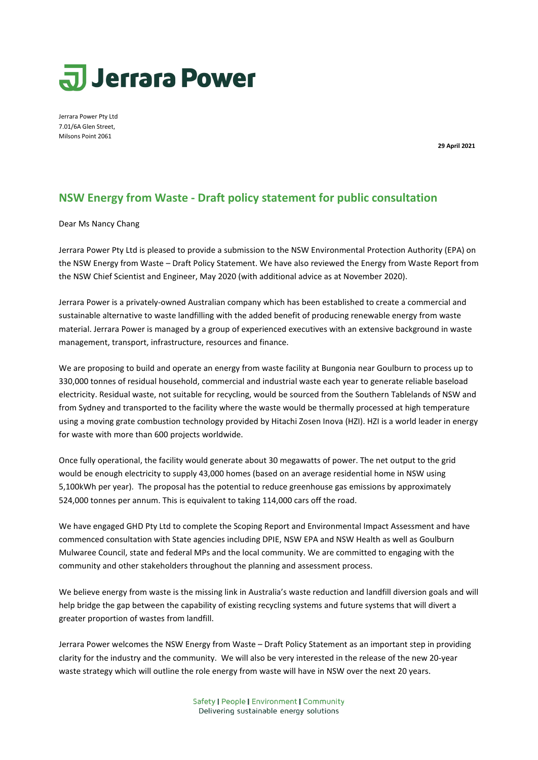# Jerrara Power

Jerrara Power Pty Ltd
7.01/6A Glen Street,
Milsons Point 2061

**29 April 2021**

## NSW Energy from Waste - Draft policy statement for public consultation

Dear Ms Nancy Chang

Jerrara Power Pty Ltd is pleased to provide a submission to the NSW Environmental Protection Authority (EPA) on the NSW Energy from Waste – Draft Policy Statement. We have also reviewed the Energy from Waste Report from the NSW Chief Scientist and Engineer, May 2020 (with additional advice as at November 2020).

Jerrara Power is a privately-owned Australian company which has been established to create a commercial and sustainable alternative to waste landfilling with the added benefit of producing renewable energy from waste material. Jerrara Power is managed by a group of experienced executives with an extensive background in waste management, transport, infrastructure, resources and finance.

We are proposing to build and operate an energy from waste facility at Bungonia near Goulburn to process up to 330,000 tonnes of residual household, commercial and industrial waste each year to generate reliable baseload electricity. Residual waste, not suitable for recycling, would be sourced from the Southern Tablelands of NSW and from Sydney and transported to the facility where the waste would be thermally processed at high temperature using a moving grate combustion technology provided by Hitachi Zosen Inova (HZI). HZI is a world leader in energy for waste with more than 600 projects worldwide.

Once fully operational, the facility would generate about 30 megawatts of power. The net output to the grid would be enough electricity to supply 43,000 homes (based on an average residential home in NSW using 5,100kWh per year). The proposal has the potential to reduce greenhouse gas emissions by approximately 524,000 tonnes per annum. This is equivalent to taking 114,000 cars off the road.

We have engaged GHD Pty Ltd to complete the Scoping Report and Environmental Impact Assessment and have commenced consultation with State agencies including DPIE, NSW EPA and NSW Health as well as Goulburn Mulwaree Council, state and federal MPs and the local community. We are committed to engaging with the community and other stakeholders throughout the planning and assessment process.

We believe energy from waste is the missing link in Australia's waste reduction and landfill diversion goals and will help bridge the gap between the capability of existing recycling systems and future systems that will divert a greater proportion of wastes from landfill.

Jerrara Power welcomes the NSW Energy from Waste – Draft Policy Statement as an important step in providing clarity for the industry and the community. We will also be very interested in the release of the new 20-year waste strategy which will outline the role energy from waste will have in NSW over the next 20 years.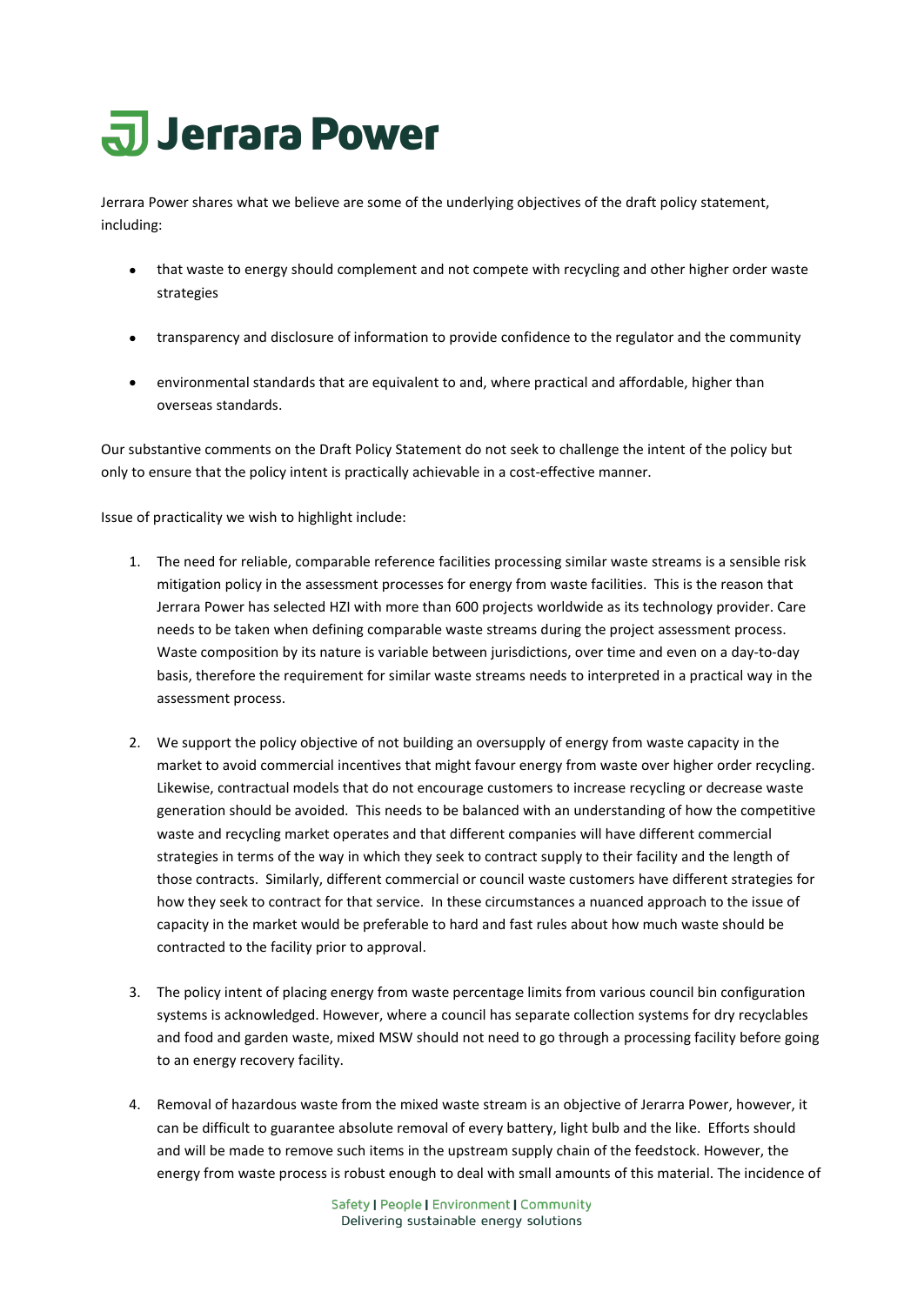Jerrara Power shares what we believe are some of the underlying objectives of the draft policy statement, including:

- that waste to energy should complement and not compete with recycling and other higher order waste strategies
- transparency and disclosure of information to provide confidence to the regulator and the community
- environmental standards that are equivalent to and, where practical and affordable, higher than overseas standards.

Our substantive comments on the Draft Policy Statement do not seek to challenge the intent of the policy but only to ensure that the policy intent is practically achievable in a cost-effective manner.

Issue of practicality we wish to highlight include:

1. The need for reliable, comparable reference facilities processing similar waste streams is a sensible risk mitigation policy in the assessment processes for energy from waste facilities. This is the reason that Jerrara Power has selected HZI with more than 600 projects worldwide as its technology provider. Care needs to be taken when defining comparable waste streams during the project assessment process. Waste composition by its nature is variable between jurisdictions, over time and even on a day-to-day basis, therefore the requirement for similar waste streams needs to interpreted in a practical way in the assessment process.

2. We support the policy objective of not building an oversupply of energy from waste capacity in the market to avoid commercial incentives that might favour energy from waste over higher order recycling. Likewise, contractual models that do not encourage customers to increase recycling or decrease waste generation should be avoided. This needs to be balanced with an understanding of how the competitive waste and recycling market operates and that different companies will have different commercial strategies in terms of the way in which they seek to contract supply to their facility and the length of those contracts. Similarly, different commercial or council waste customers have different strategies for how they seek to contract for that service. In these circumstances a nuanced approach to the issue of capacity in the market would be preferable to hard and fast rules about how much waste should be contracted to the facility prior to approval.

3. The policy intent of placing energy from waste percentage limits from various council bin configuration systems is acknowledged. However, where a council has separate collection systems for dry recyclables and food and garden waste, mixed MSW should not need to go through a processing facility before going to an energy recovery facility.

4. Removal of hazardous waste from the mixed waste stream is an objective of Jerrara Power, however, it can be difficult to guarantee absolute removal of every battery, light bulb and the like. Efforts should and will be made to remove such items in the upstream supply chain of the feedstock. However, the energy from waste process is robust enough to deal with small amounts of this material. The incidence of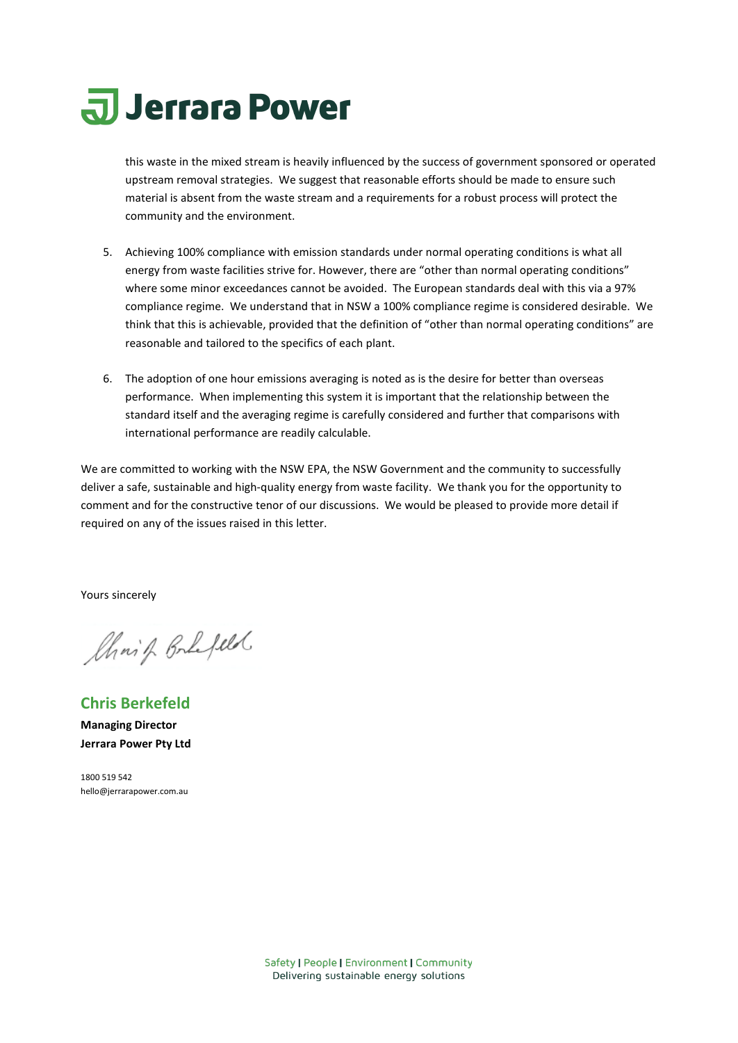this waste in the mixed stream is heavily influenced by the success of government sponsored or operated upstream removal strategies. We suggest that reasonable efforts should be made to ensure such material is absent from the waste stream and a requirements for a robust process will protect the community and the environment.

5. Achieving 100% compliance with emission standards under normal operating conditions is what all energy from waste facilities strive for. However, there are "other than normal operating conditions" where some minor exceedances cannot be avoided. The European standards deal with this via a 97% compliance regime. We understand that in NSW a 100% compliance regime is considered desirable. We think that this is achievable, provided that the definition of "other than normal operating conditions" are reasonable and tailored to the specifics of each plant.

6. The adoption of one hour emissions averaging is noted as is the desire for better than overseas performance. When implementing this system it is important that the relationship between the standard itself and the averaging regime is carefully considered and further that comparisons with international performance are readily calculable.

We are committed to working with the NSW EPA, the NSW Government and the community to successfully deliver a safe, sustainable and high-quality energy from waste facility. We thank you for the opportunity to comment and for the constructive tenor of our discussions. We would be pleased to provide more detail if required on any of the issues raised in this letter.

Yours sincerely

**Chris Berkefeld**
**Managing Director**
**Jerrara Power Pty Ltd**

1800 519 542
hello@jerrarapower.com.au